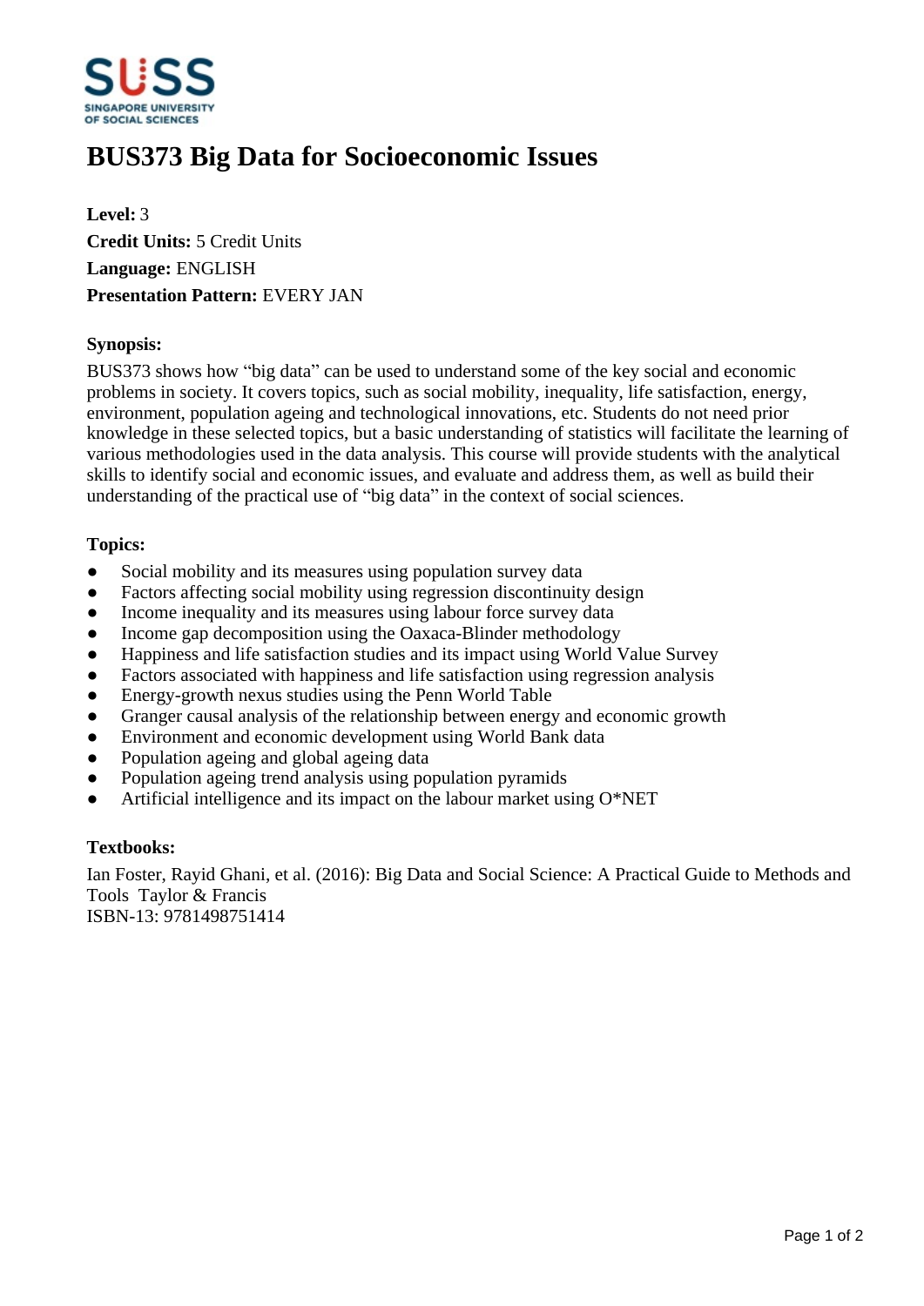# BUS373 Big Data for Socioeconomic Issues

**Level:** 3
**Credit Units:** 5 Credit Units
**Language:** ENGLISH
**Presentation Pattern:** EVERY JAN

**Synopsis:**

BUS373 shows how “big data” can be used to understand some of the key social and economic problems in society. It covers topics, such as social mobility, inequality, life satisfaction, energy, environment, population ageing and technological innovations, etc. Students do not need prior knowledge in these selected topics, but a basic understanding of statistics will facilitate the learning of various methodologies used in the data analysis. This course will provide students with the analytical skills to identify social and economic issues, and evaluate and address them, as well as build their understanding of the practical use of “big data” in the context of social sciences.

**Topics:**

- Social mobility and its measures using population survey data
- Factors affecting social mobility using regression discontinuity design
- Income inequality and its measures using labour force survey data
- Income gap decomposition using the Oaxaca-Blinder methodology
- Happiness and life satisfaction studies and its impact using World Value Survey
- Factors associated with happiness and life satisfaction using regression analysis
- Energy-growth nexus studies using the Penn World Table
- Granger causal analysis of the relationship between energy and economic growth
- Environment and economic development using World Bank data
- Population ageing and global ageing data
- Population ageing trend analysis using population pyramids
- Artificial intelligence and its impact on the labour market using O*NET

**Textbooks:**

Ian Foster, Rayid Ghani, et al. (2016): Big Data and Social Science: A Practical Guide to Methods and Tools Taylor & Francis
ISBN-13: 9781498751414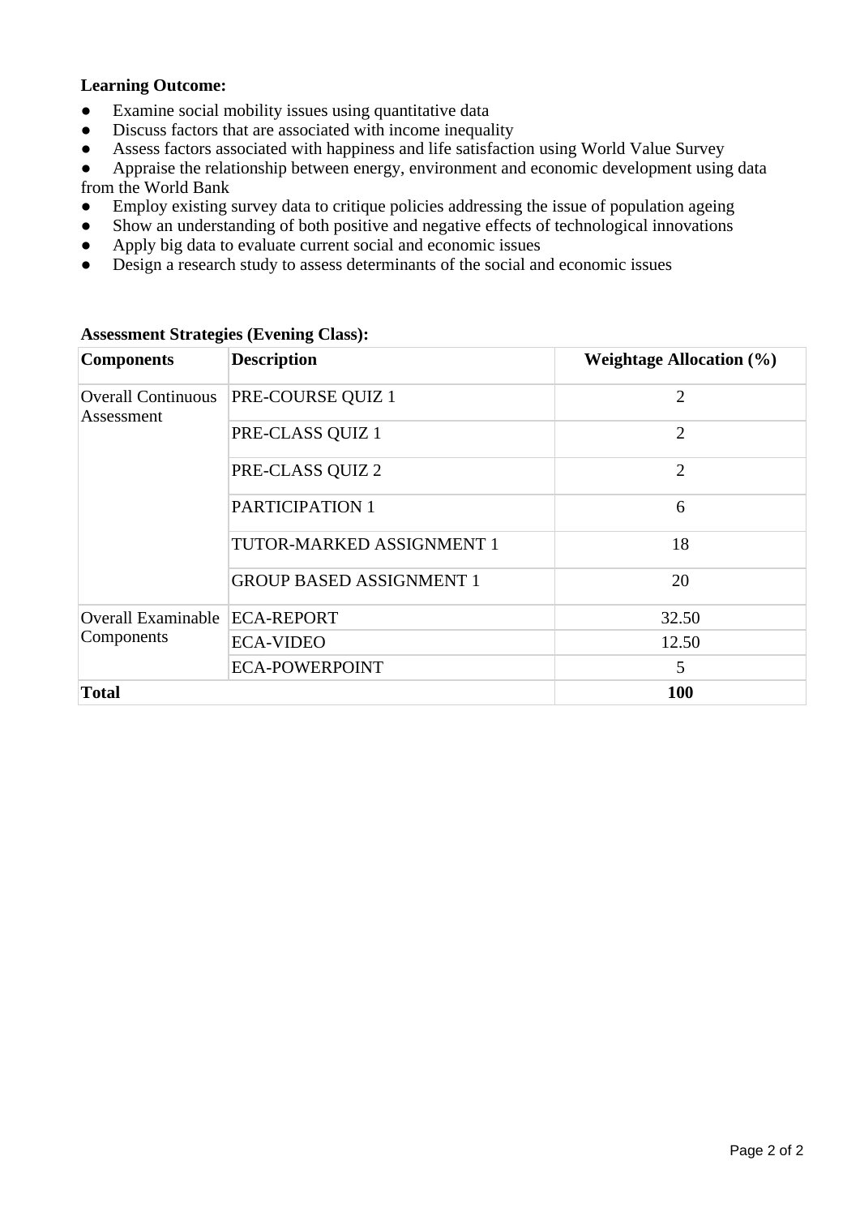**Learning Outcome:**

- Examine social mobility issues using quantitative data
- Discuss factors that are associated with income inequality
- Assess factors associated with happiness and life satisfaction using World Value Survey
- Appraise the relationship between energy, environment and economic development using data from the World Bank
- Employ existing survey data to critique policies addressing the issue of population ageing
- Show an understanding of both positive and negative effects of technological innovations
- Apply big data to evaluate current social and economic issues
- Design a research study to assess determinants of the social and economic issues

**Assessment Strategies (Evening Class):**

| Components | Description | Weightage Allocation (%) |
|---|---|---|
| Overall Continuous Assessment | PRE-COURSE QUIZ 1 | 2 |
| | PRE-CLASS QUIZ 1 | 2 |
| | PRE-CLASS QUIZ 2 | 2 |
| | PARTICIPATION 1 | 6 |
| | TUTOR-MARKED ASSIGNMENT 1 | 18 |
| | GROUP BASED ASSIGNMENT 1 | 20 |
| Overall Examinable Components | ECA-REPORT | 32.50 |
| | ECA-VIDEO | 12.50 |
| | ECA-POWERPOINT | 5 |
| **Total** | | **100** |